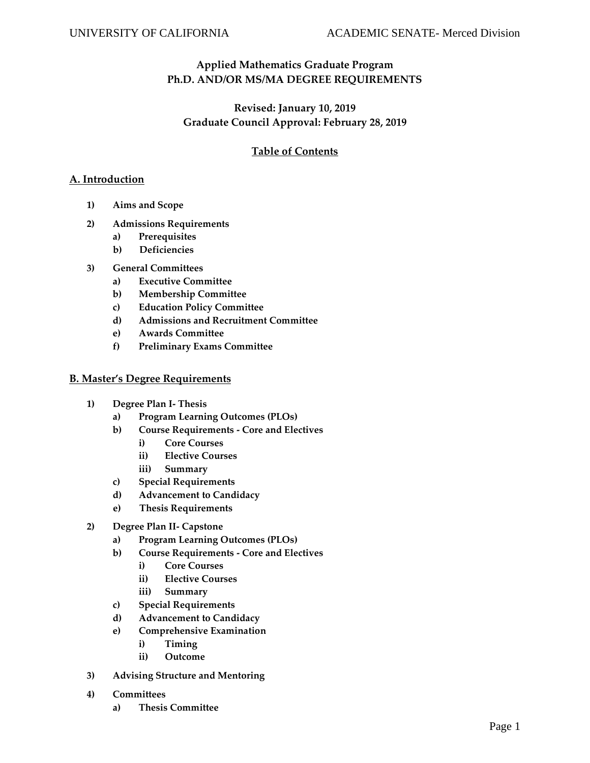**Applied Mathematics Graduate Program**
**Ph.D. AND/OR MS/MA DEGREE REQUIREMENTS**

**Revised: January 10, 2019**
**Graduate Council Approval: February 28, 2019**

## Table of Contents

### A. Introduction

1) **Aims and Scope**
2) **Admissions Requirements**
   a) **Prerequisites**
   b) **Deficiencies**
3) **General Committees**
   a) **Executive Committee**
   b) **Membership Committee**
   c) **Education Policy Committee**
   d) **Admissions and Recruitment Committee**
   e) **Awards Committee**
   f) **Preliminary Exams Committee**

### B. Master's Degree Requirements

1) **Degree Plan I- Thesis**
   a) **Program Learning Outcomes (PLOs)**
   b) **Course Requirements - Core and Electives**
      i) **Core Courses**
      ii) **Elective Courses**
      iii) **Summary**
   c) **Special Requirements**
   d) **Advancement to Candidacy**
   e) **Thesis Requirements**
2) **Degree Plan II- Capstone**
   a) **Program Learning Outcomes (PLOs)**
   b) **Course Requirements - Core and Electives**
      i) **Core Courses**
      ii) **Elective Courses**
      iii) **Summary**
   c) **Special Requirements**
   d) **Advancement to Candidacy**
   e) **Comprehensive Examination**
      i) **Timing**
      ii) **Outcome**
3) **Advising Structure and Mentoring**
4) **Committees**
   a) **Thesis Committee**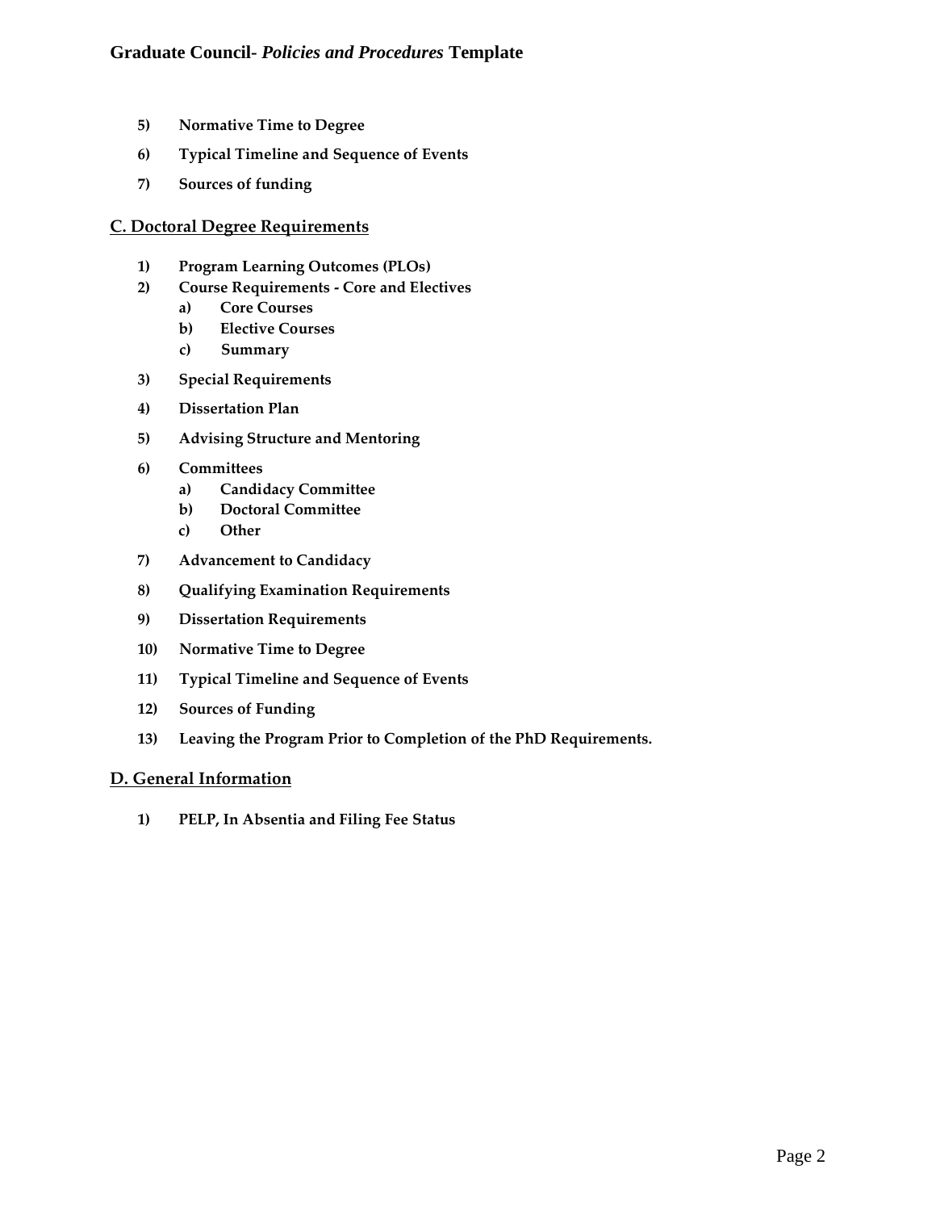5) **Normative Time to Degree**

6) **Typical Timeline and Sequence of Events**

7) **Sources of funding**

## C. Doctoral Degree Requirements

1) **Program Learning Outcomes (PLOs)**
2) **Course Requirements - Core and Electives**
    - a) **Core Courses**
    - b) **Elective Courses**
    - c) **Summary**

3) **Special Requirements**

4) **Dissertation Plan**

5) **Advising Structure and Mentoring**

6) **Committees**
    - a) **Candidacy Committee**
    - b) **Doctoral Committee**
    - c) **Other**

7) **Advancement to Candidacy**

8) **Qualifying Examination Requirements**

9) **Dissertation Requirements**

10) **Normative Time to Degree**

11) **Typical Timeline and Sequence of Events**

12) **Sources of Funding**

13) **Leaving the Program Prior to Completion of the PhD Requirements.**

## D. General Information

1) **PELP, In Absentia and Filing Fee Status**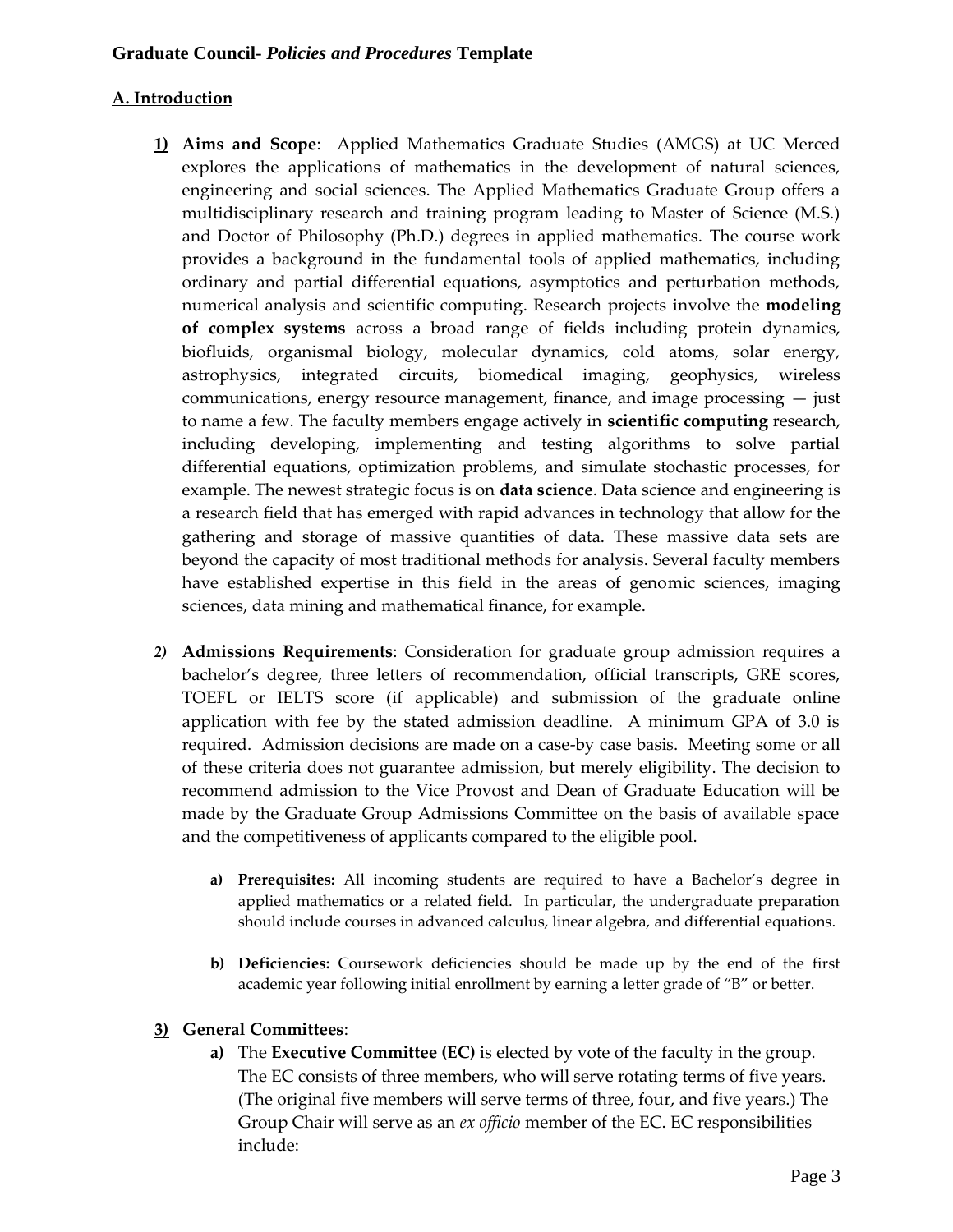## A. Introduction

1) **Aims and Scope**: Applied Mathematics Graduate Studies (AMGS) at UC Merced explores the applications of mathematics in the development of natural sciences, engineering and social sciences. The Applied Mathematics Graduate Group offers a multidisciplinary research and training program leading to Master of Science (M.S.) and Doctor of Philosophy (Ph.D.) degrees in applied mathematics. The course work provides a background in the fundamental tools of applied mathematics, including ordinary and partial differential equations, asymptotics and perturbation methods, numerical analysis and scientific computing. Research projects involve the **modeling of complex systems** across a broad range of fields including protein dynamics, biofluids, organismal biology, molecular dynamics, cold atoms, solar energy, astrophysics, integrated circuits, biomedical imaging, geophysics, wireless communications, energy resource management, finance, and image processing — just to name a few. The faculty members engage actively in **scientific computing** research, including developing, implementing and testing algorithms to solve partial differential equations, optimization problems, and simulate stochastic processes, for example. The newest strategic focus is on **data science**. Data science and engineering is a research field that has emerged with rapid advances in technology that allow for the gathering and storage of massive quantities of data. These massive data sets are beyond the capacity of most traditional methods for analysis. Several faculty members have established expertise in this field in the areas of genomic sciences, imaging sciences, data mining and mathematical finance, for example.

2) **Admissions Requirements**: Consideration for graduate group admission requires a bachelor's degree, three letters of recommendation, official transcripts, GRE scores, TOEFL or IELTS score (if applicable) and submission of the graduate online application with fee by the stated admission deadline. A minimum GPA of 3.0 is required. Admission decisions are made on a case-by case basis. Meeting some or all of these criteria does not guarantee admission, but merely eligibility. The decision to recommend admission to the Vice Provost and Dean of Graduate Education will be made by the Graduate Group Admissions Committee on the basis of available space and the competitiveness of applicants compared to the eligible pool.

   a) **Prerequisites:** All incoming students are required to have a Bachelor's degree in applied mathematics or a related field. In particular, the undergraduate preparation should include courses in advanced calculus, linear algebra, and differential equations.

   b) **Deficiencies:** Coursework deficiencies should be made up by the end of the first academic year following initial enrollment by earning a letter grade of "B" or better.

3) **General Committees**:

   a) The **Executive Committee (EC)** is elected by vote of the faculty in the group. The EC consists of three members, who will serve rotating terms of five years. (The original five members will serve terms of three, four, and five years.) The Group Chair will serve as an *ex officio* member of the EC. EC responsibilities include: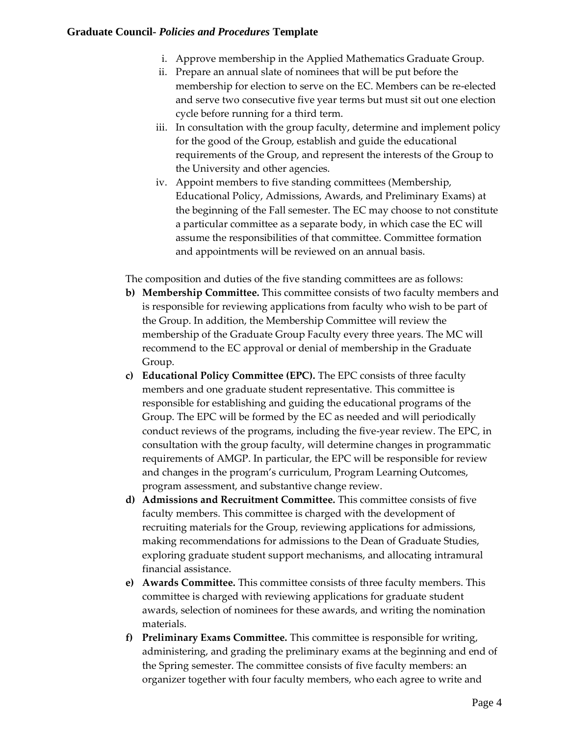i. Approve membership in the Applied Mathematics Graduate Group.
ii. Prepare an annual slate of nominees that will be put before the membership for election to serve on the EC. Members can be re-elected and serve two consecutive five year terms but must sit out one election cycle before running for a third term.
iii. In consultation with the group faculty, determine and implement policy for the good of the Group, establish and guide the educational requirements of the Group, and represent the interests of the Group to the University and other agencies.
iv. Appoint members to five standing committees (Membership, Educational Policy, Admissions, Awards, and Preliminary Exams) at the beginning of the Fall semester. The EC may choose to not constitute a particular committee as a separate body, in which case the EC will assume the responsibilities of that committee. Committee formation and appointments will be reviewed on an annual basis.

The composition and duties of the five standing committees are as follows:

b) **Membership Committee.** This committee consists of two faculty members and is responsible for reviewing applications from faculty who wish to be part of the Group. In addition, the Membership Committee will review the membership of the Graduate Group Faculty every three years. The MC will recommend to the EC approval or denial of membership in the Graduate Group.

c) **Educational Policy Committee (EPC).** The EPC consists of three faculty members and one graduate student representative. This committee is responsible for establishing and guiding the educational programs of the Group. The EPC will be formed by the EC as needed and will periodically conduct reviews of the programs, including the five-year review. The EPC, in consultation with the group faculty, will determine changes in programmatic requirements of AMGP. In particular, the EPC will be responsible for review and changes in the program's curriculum, Program Learning Outcomes, program assessment, and substantive change review.

d) **Admissions and Recruitment Committee.** This committee consists of five faculty members. This committee is charged with the development of recruiting materials for the Group, reviewing applications for admissions, making recommendations for admissions to the Dean of Graduate Studies, exploring graduate student support mechanisms, and allocating intramural financial assistance.

e) **Awards Committee.** This committee consists of three faculty members. This committee is charged with reviewing applications for graduate student awards, selection of nominees for these awards, and writing the nomination materials.

f) **Preliminary Exams Committee.** This committee is responsible for writing, administering, and grading the preliminary exams at the beginning and end of the Spring semester. The committee consists of five faculty members: an organizer together with four faculty members, who each agree to write and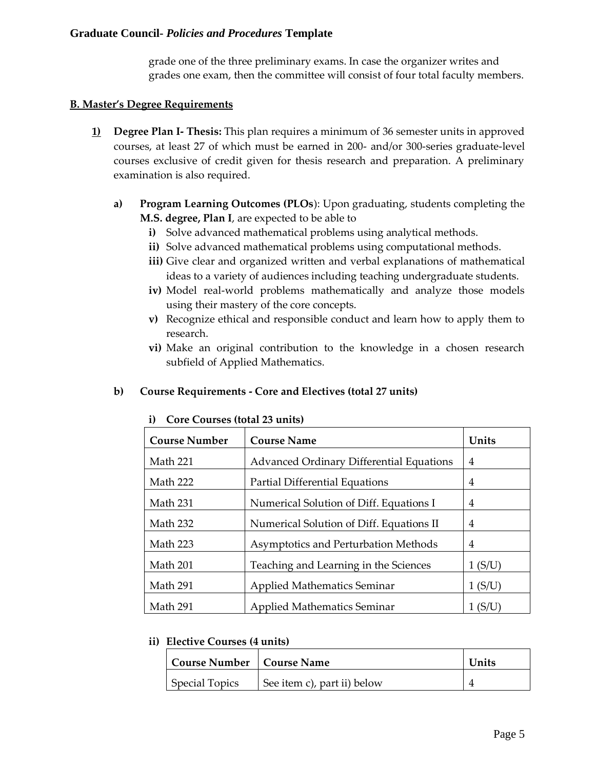grade one of the three preliminary exams. In case the organizer writes and grades one exam, then the committee will consist of four total faculty members.

## B. Master's Degree Requirements

**1) Degree Plan I- Thesis:** This plan requires a minimum of 36 semester units in approved courses, at least 27 of which must be earned in 200- and/or 300-series graduate-level courses exclusive of credit given for thesis research and preparation. A preliminary examination is also required.

**a) Program Learning Outcomes (PLOs)**: Upon graduating, students completing the **M.S. degree, Plan I**, are expected to be able to

- **i)** Solve advanced mathematical problems using analytical methods.
- **ii)** Solve advanced mathematical problems using computational methods.
- **iii)** Give clear and organized written and verbal explanations of mathematical ideas to a variety of audiences including teaching undergraduate students.
- **iv)** Model real-world problems mathematically and analyze those models using their mastery of the core concepts.
- **v)** Recognize ethical and responsible conduct and learn how to apply them to research.
- **vi)** Make an original contribution to the knowledge in a chosen research subfield of Applied Mathematics.

**b) Course Requirements - Core and Electives (total 27 units)**

**i) Core Courses (total 23 units)**

| Course Number | Course Name | Units |
|---|---|---|
| Math 221 | Advanced Ordinary Differential Equations | 4 |
| Math 222 | Partial Differential Equations | 4 |
| Math 231 | Numerical Solution of Diff. Equations I | 4 |
| Math 232 | Numerical Solution of Diff. Equations II | 4 |
| Math 223 | Asymptotics and Perturbation Methods | 4 |
| Math 201 | Teaching and Learning in the Sciences | 1 (S/U) |
| Math 291 | Applied Mathematics Seminar | 1 (S/U) |
| Math 291 | Applied Mathematics Seminar | 1 (S/U) |

**ii) Elective Courses (4 units)**

| Course Number | Course Name | Units |
|---|---|---|
| Special Topics | See item c), part ii) below | 4 |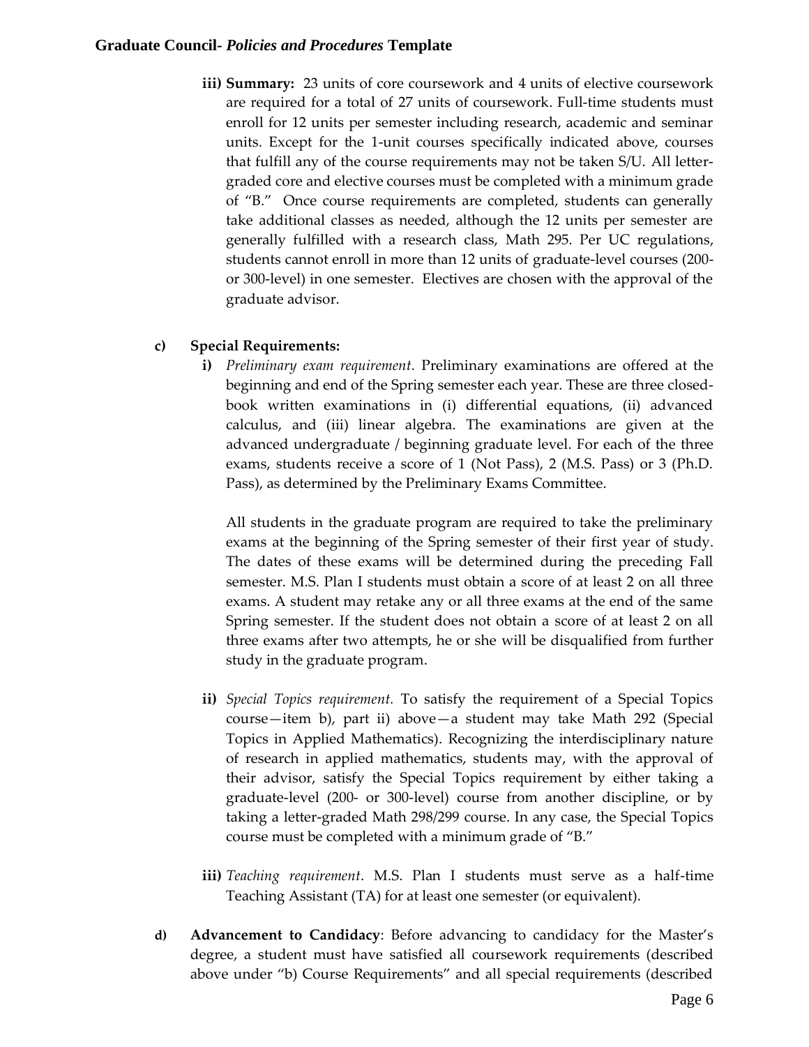iii) **Summary:** 23 units of core coursework and 4 units of elective coursework are required for a total of 27 units of coursework. Full-time students must enroll for 12 units per semester including research, academic and seminar units. Except for the 1-unit courses specifically indicated above, courses that fulfill any of the course requirements may not be taken S/U. All letter-graded core and elective courses must be completed with a minimum grade of "B." Once course requirements are completed, students can generally take additional classes as needed, although the 12 units per semester are generally fulfilled with a research class, Math 295. Per UC regulations, students cannot enroll in more than 12 units of graduate-level courses (200- or 300-level) in one semester. Electives are chosen with the approval of the graduate advisor.

**c) Special Requirements:**

**i)** *Preliminary exam requirement.* Preliminary examinations are offered at the beginning and end of the Spring semester each year. These are three closed-book written examinations in (i) differential equations, (ii) advanced calculus, and (iii) linear algebra. The examinations are given at the advanced undergraduate / beginning graduate level. For each of the three exams, students receive a score of 1 (Not Pass), 2 (M.S. Pass) or 3 (Ph.D. Pass), as determined by the Preliminary Exams Committee.

All students in the graduate program are required to take the preliminary exams at the beginning of the Spring semester of their first year of study. The dates of these exams will be determined during the preceding Fall semester. M.S. Plan I students must obtain a score of at least 2 on all three exams. A student may retake any or all three exams at the end of the same Spring semester. If the student does not obtain a score of at least 2 on all three exams after two attempts, he or she will be disqualified from further study in the graduate program.

**ii)** *Special Topics requirement.* To satisfy the requirement of a Special Topics course—item b), part ii) above—a student may take Math 292 (Special Topics in Applied Mathematics). Recognizing the interdisciplinary nature of research in applied mathematics, students may, with the approval of their advisor, satisfy the Special Topics requirement by either taking a graduate-level (200- or 300-level) course from another discipline, or by taking a letter-graded Math 298/299 course. In any case, the Special Topics course must be completed with a minimum grade of "B."

**iii)** *Teaching requirement*. M.S. Plan I students must serve as a half-time Teaching Assistant (TA) for at least one semester (or equivalent).

**d) Advancement to Candidacy**: Before advancing to candidacy for the Master's degree, a student must have satisfied all coursework requirements (described above under "b) Course Requirements" and all special requirements (described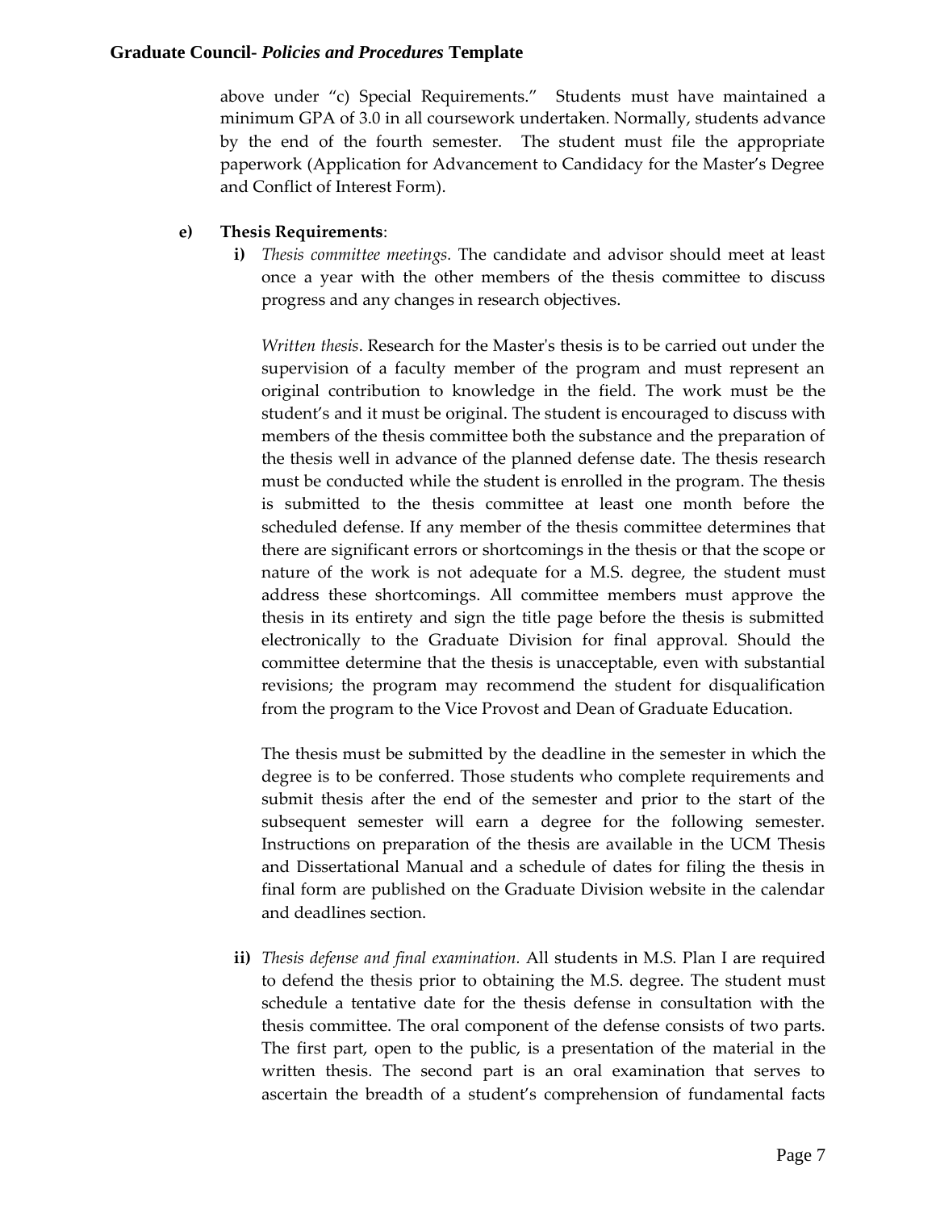above under "c) Special Requirements." Students must have maintained a minimum GPA of 3.0 in all coursework undertaken. Normally, students advance by the end of the fourth semester. The student must file the appropriate paperwork (Application for Advancement to Candidacy for the Master's Degree and Conflict of Interest Form).

**e) Thesis Requirements**:

**i)** *Thesis committee meetings.* The candidate and advisor should meet at least once a year with the other members of the thesis committee to discuss progress and any changes in research objectives.

*Written thesis*. Research for the Master's thesis is to be carried out under the supervision of a faculty member of the program and must represent an original contribution to knowledge in the field. The work must be the student's and it must be original. The student is encouraged to discuss with members of the thesis committee both the substance and the preparation of the thesis well in advance of the planned defense date. The thesis research must be conducted while the student is enrolled in the program. The thesis is submitted to the thesis committee at least one month before the scheduled defense. If any member of the thesis committee determines that there are significant errors or shortcomings in the thesis or that the scope or nature of the work is not adequate for a M.S. degree, the student must address these shortcomings. All committee members must approve the thesis in its entirety and sign the title page before the thesis is submitted electronically to the Graduate Division for final approval. Should the committee determine that the thesis is unacceptable, even with substantial revisions; the program may recommend the student for disqualification from the program to the Vice Provost and Dean of Graduate Education.

The thesis must be submitted by the deadline in the semester in which the degree is to be conferred. Those students who complete requirements and submit thesis after the end of the semester and prior to the start of the subsequent semester will earn a degree for the following semester. Instructions on preparation of the thesis are available in the UCM Thesis and Dissertational Manual and a schedule of dates for filing the thesis in final form are published on the Graduate Division website in the calendar and deadlines section.

**ii)** *Thesis defense and final examination.* All students in M.S. Plan I are required to defend the thesis prior to obtaining the M.S. degree. The student must schedule a tentative date for the thesis defense in consultation with the thesis committee. The oral component of the defense consists of two parts. The first part, open to the public, is a presentation of the material in the written thesis. The second part is an oral examination that serves to ascertain the breadth of a student's comprehension of fundamental facts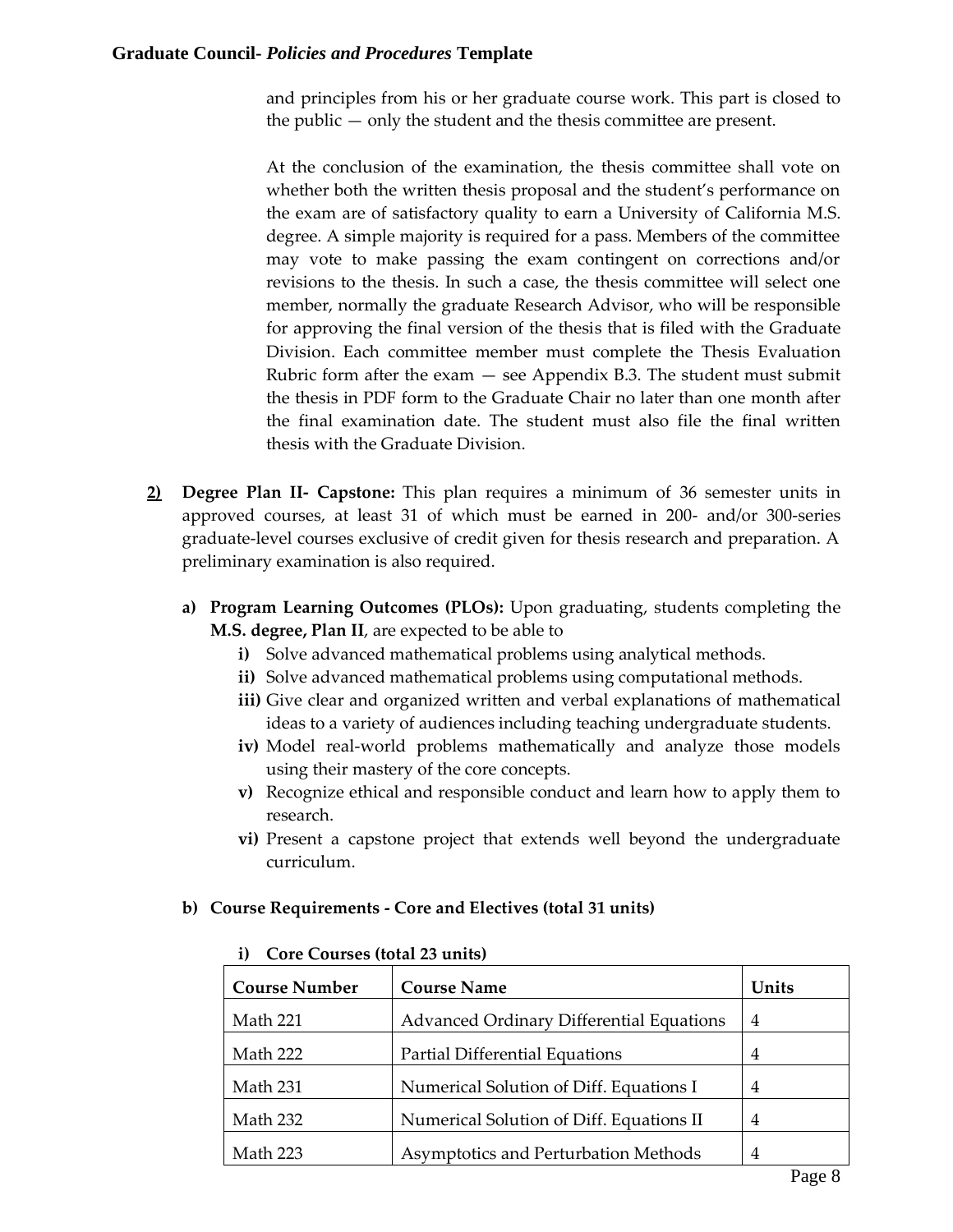and principles from his or her graduate course work. This part is closed to the public — only the student and the thesis committee are present.

At the conclusion of the examination, the thesis committee shall vote on whether both the written thesis proposal and the student's performance on the exam are of satisfactory quality to earn a University of California M.S. degree. A simple majority is required for a pass. Members of the committee may vote to make passing the exam contingent on corrections and/or revisions to the thesis. In such a case, the thesis committee will select one member, normally the graduate Research Advisor, who will be responsible for approving the final version of the thesis that is filed with the Graduate Division. Each committee member must complete the Thesis Evaluation Rubric form after the exam — see Appendix B.3. The student must submit the thesis in PDF form to the Graduate Chair no later than one month after the final examination date. The student must also file the final written thesis with the Graduate Division.

**2) Degree Plan II- Capstone:** This plan requires a minimum of 36 semester units in approved courses, at least 31 of which must be earned in 200- and/or 300-series graduate-level courses exclusive of credit given for thesis research and preparation. A preliminary examination is also required.

**a) Program Learning Outcomes (PLOs):** Upon graduating, students completing the **M.S. degree, Plan II**, are expected to be able to

- **i)** Solve advanced mathematical problems using analytical methods.
- **ii)** Solve advanced mathematical problems using computational methods.
- **iii)** Give clear and organized written and verbal explanations of mathematical ideas to a variety of audiences including teaching undergraduate students.
- **iv)** Model real-world problems mathematically and analyze those models using their mastery of the core concepts.
- **v)** Recognize ethical and responsible conduct and learn how to apply them to research.
- **vi)** Present a capstone project that extends well beyond the undergraduate curriculum.

**b) Course Requirements - Core and Electives (total 31 units)**

**i) Core Courses (total 23 units)**

| Course Number | Course Name | Units |
|---|---|---|
| Math 221 | Advanced Ordinary Differential Equations | 4 |
| Math 222 | Partial Differential Equations | 4 |
| Math 231 | Numerical Solution of Diff. Equations I | 4 |
| Math 232 | Numerical Solution of Diff. Equations II | 4 |
| Math 223 | Asymptotics and Perturbation Methods | 4 |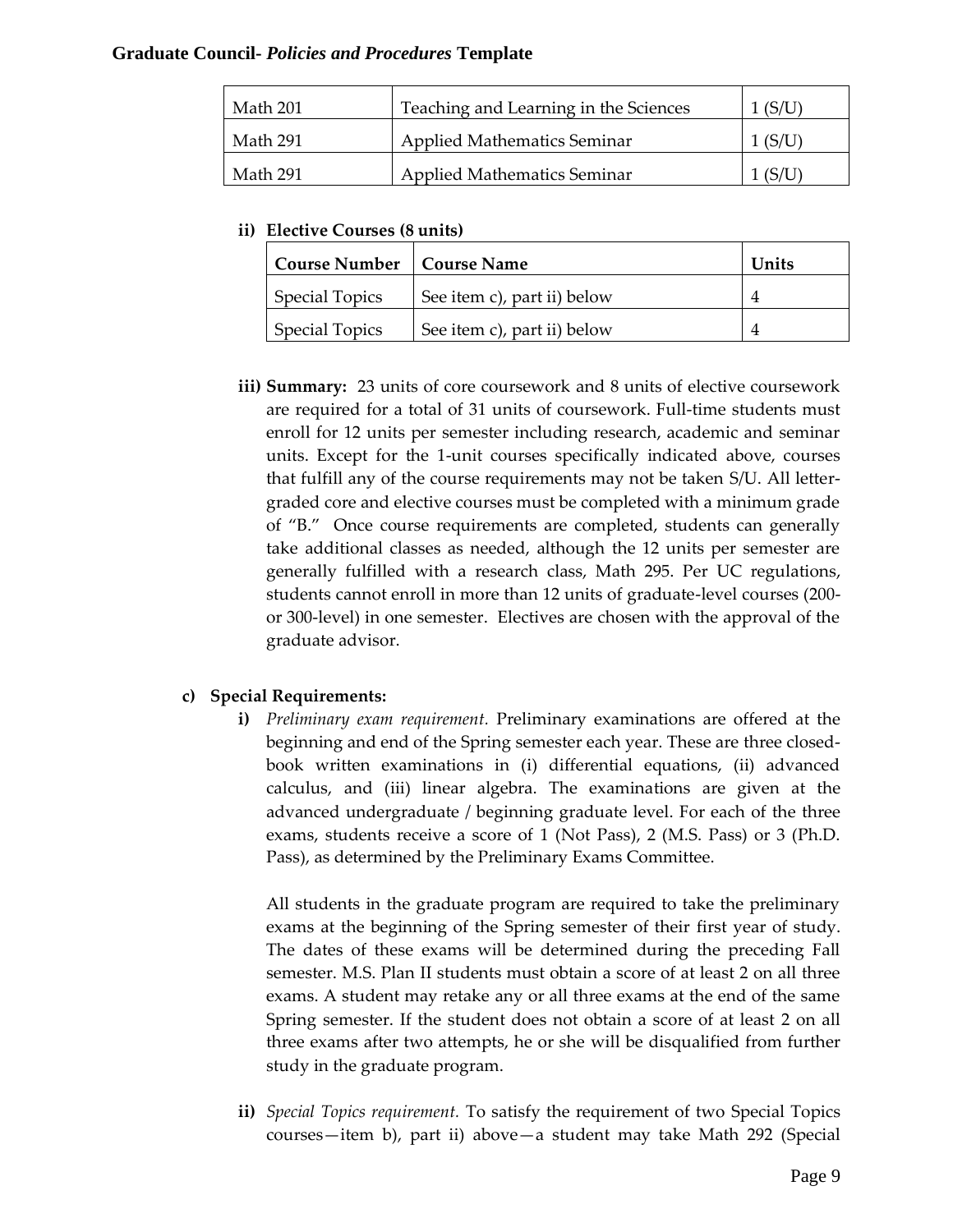| Math 201 | Teaching and Learning in the Sciences | 1 (S/U) |
|---|---|---|
| Math 291 | Applied Mathematics Seminar | 1 (S/U) |
| Math 291 | Applied Mathematics Seminar | 1 (S/U) |

**ii) Elective Courses (8 units)**

| Course Number | Course Name | Units |
|---|---|---|
| Special Topics | See item c), part ii) below | 4 |
| Special Topics | See item c), part ii) below | 4 |

**iii) Summary:** 23 units of core coursework and 8 units of elective coursework are required for a total of 31 units of coursework. Full-time students must enroll for 12 units per semester including research, academic and seminar units. Except for the 1-unit courses specifically indicated above, courses that fulfill any of the course requirements may not be taken S/U. All letter-graded core and elective courses must be completed with a minimum grade of "B." Once course requirements are completed, students can generally take additional classes as needed, although the 12 units per semester are generally fulfilled with a research class, Math 295. Per UC regulations, students cannot enroll in more than 12 units of graduate-level courses (200- or 300-level) in one semester. Electives are chosen with the approval of the graduate advisor.

**c) Special Requirements:**

**i)** *Preliminary exam requirement.* Preliminary examinations are offered at the beginning and end of the Spring semester each year. These are three closed-book written examinations in (i) differential equations, (ii) advanced calculus, and (iii) linear algebra. The examinations are given at the advanced undergraduate / beginning graduate level. For each of the three exams, students receive a score of 1 (Not Pass), 2 (M.S. Pass) or 3 (Ph.D. Pass), as determined by the Preliminary Exams Committee.

All students in the graduate program are required to take the preliminary exams at the beginning of the Spring semester of their first year of study. The dates of these exams will be determined during the preceding Fall semester. M.S. Plan II students must obtain a score of at least 2 on all three exams. A student may retake any or all three exams at the end of the same Spring semester. If the student does not obtain a score of at least 2 on all three exams after two attempts, he or she will be disqualified from further study in the graduate program.

**ii)** *Special Topics requirement.* To satisfy the requirement of two Special Topics courses—item b), part ii) above—a student may take Math 292 (Special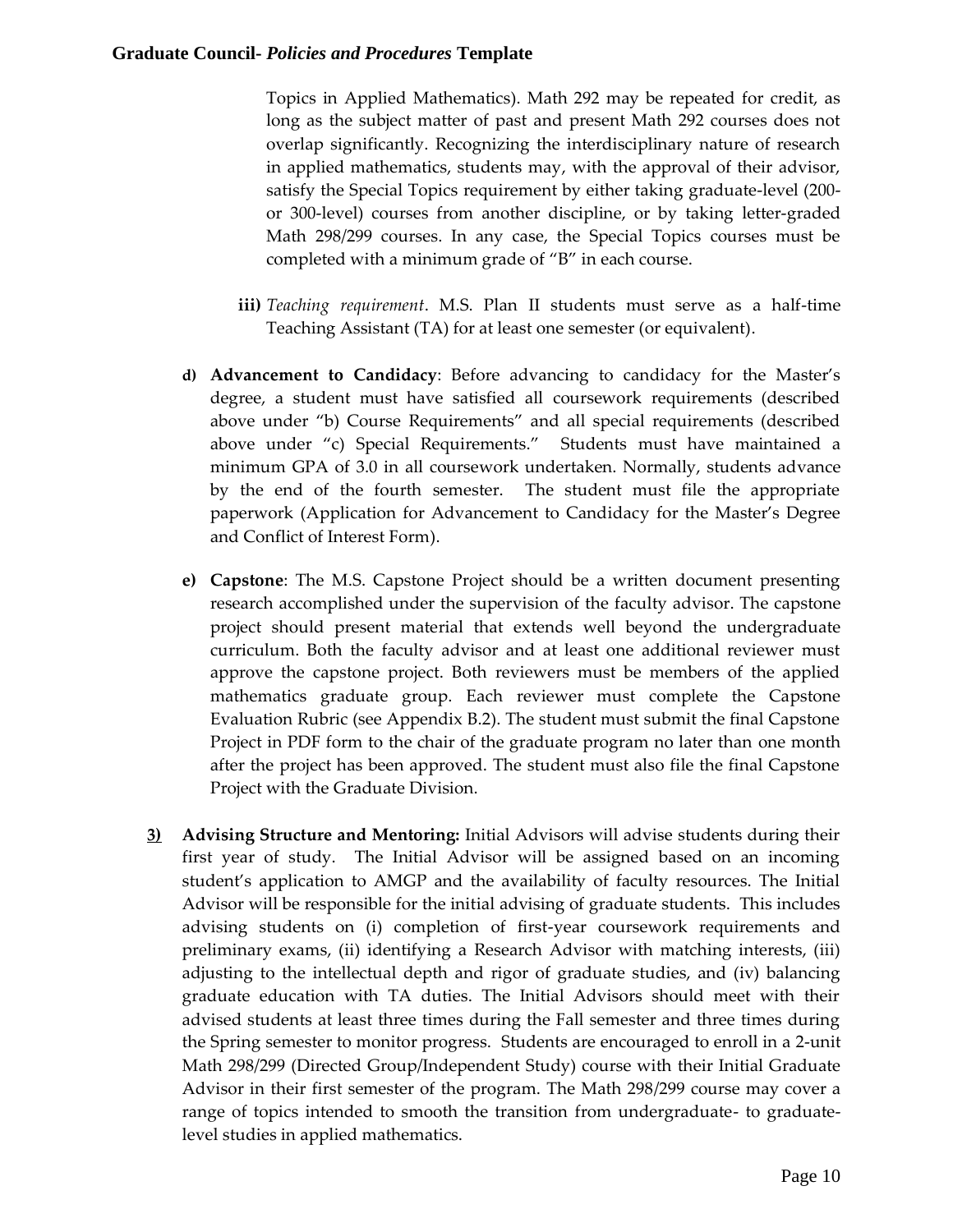Topics in Applied Mathematics). Math 292 may be repeated for credit, as long as the subject matter of past and present Math 292 courses does not overlap significantly. Recognizing the interdisciplinary nature of research in applied mathematics, students may, with the approval of their advisor, satisfy the Special Topics requirement by either taking graduate-level (200- or 300-level) courses from another discipline, or by taking letter-graded Math 298/299 courses. In any case, the Special Topics courses must be completed with a minimum grade of "B" in each course.

**iii)** *Teaching requirement*. M.S. Plan II students must serve as a half-time Teaching Assistant (TA) for at least one semester (or equivalent).

**d) Advancement to Candidacy**: Before advancing to candidacy for the Master's degree, a student must have satisfied all coursework requirements (described above under "b) Course Requirements" and all special requirements (described above under "c) Special Requirements." Students must have maintained a minimum GPA of 3.0 in all coursework undertaken. Normally, students advance by the end of the fourth semester. The student must file the appropriate paperwork (Application for Advancement to Candidacy for the Master's Degree and Conflict of Interest Form).

**e) Capstone**: The M.S. Capstone Project should be a written document presenting research accomplished under the supervision of the faculty advisor. The capstone project should present material that extends well beyond the undergraduate curriculum. Both the faculty advisor and at least one additional reviewer must approve the capstone project. Both reviewers must be members of the applied mathematics graduate group. Each reviewer must complete the Capstone Evaluation Rubric (see Appendix B.2). The student must submit the final Capstone Project in PDF form to the chair of the graduate program no later than one month after the project has been approved. The student must also file the final Capstone Project with the Graduate Division.

**3) Advising Structure and Mentoring:** Initial Advisors will advise students during their first year of study. The Initial Advisor will be assigned based on an incoming student's application to AMGP and the availability of faculty resources. The Initial Advisor will be responsible for the initial advising of graduate students. This includes advising students on (i) completion of first-year coursework requirements and preliminary exams, (ii) identifying a Research Advisor with matching interests, (iii) adjusting to the intellectual depth and rigor of graduate studies, and (iv) balancing graduate education with TA duties. The Initial Advisors should meet with their advised students at least three times during the Fall semester and three times during the Spring semester to monitor progress. Students are encouraged to enroll in a 2-unit Math 298/299 (Directed Group/Independent Study) course with their Initial Graduate Advisor in their first semester of the program. The Math 298/299 course may cover a range of topics intended to smooth the transition from undergraduate- to graduate-level studies in applied mathematics.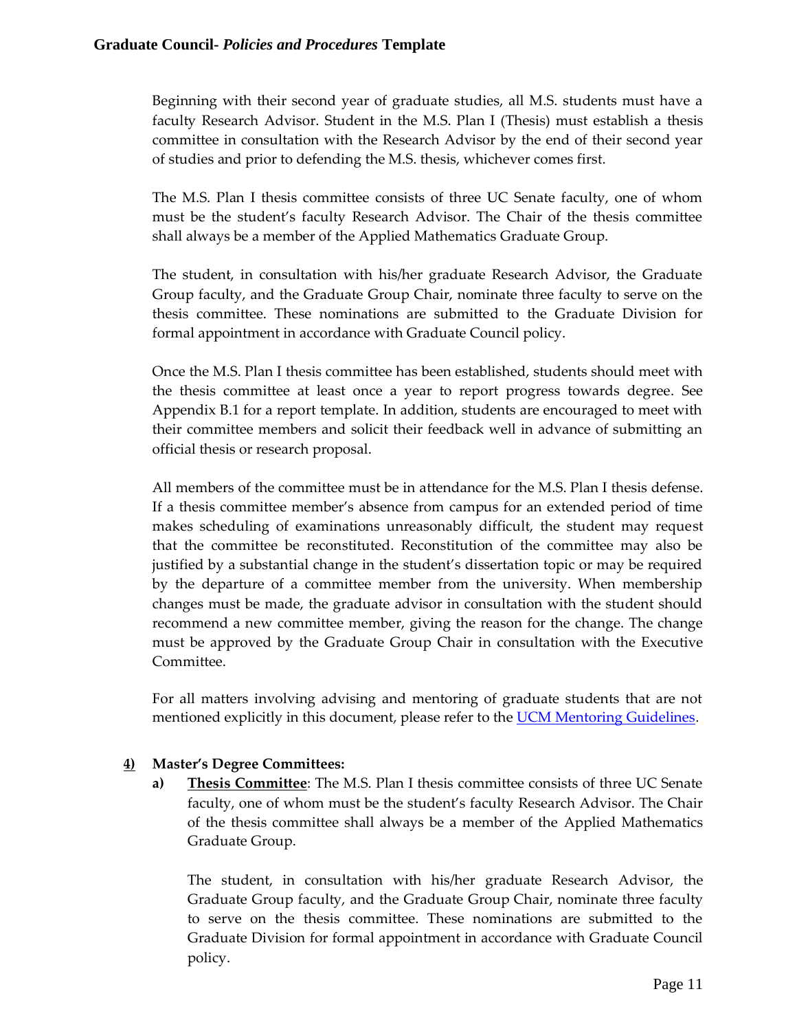Beginning with their second year of graduate studies, all M.S. students must have a faculty Research Advisor. Student in the M.S. Plan I (Thesis) must establish a thesis committee in consultation with the Research Advisor by the end of their second year of studies and prior to defending the M.S. thesis, whichever comes first.

The M.S. Plan I thesis committee consists of three UC Senate faculty, one of whom must be the student's faculty Research Advisor. The Chair of the thesis committee shall always be a member of the Applied Mathematics Graduate Group.

The student, in consultation with his/her graduate Research Advisor, the Graduate Group faculty, and the Graduate Group Chair, nominate three faculty to serve on the thesis committee. These nominations are submitted to the Graduate Division for formal appointment in accordance with Graduate Council policy.

Once the M.S. Plan I thesis committee has been established, students should meet with the thesis committee at least once a year to report progress towards degree. See Appendix B.1 for a report template. In addition, students are encouraged to meet with their committee members and solicit their feedback well in advance of submitting an official thesis or research proposal.

All members of the committee must be in attendance for the M.S. Plan I thesis defense. If a thesis committee member's absence from campus for an extended period of time makes scheduling of examinations unreasonably difficult, the student may request that the committee be reconstituted. Reconstitution of the committee may also be justified by a substantial change in the student's dissertation topic or may be required by the departure of a committee member from the university. When membership changes must be made, the graduate advisor in consultation with the student should recommend a new committee member, giving the reason for the change. The change must be approved by the Graduate Group Chair in consultation with the Executive Committee.

For all matters involving advising and mentoring of graduate students that are not mentioned explicitly in this document, please refer to the [UCM Mentoring Guidelines](UCM Mentoring Guidelines).

**4) Master's Degree Committees:**

**a) Thesis Committee**: The M.S. Plan I thesis committee consists of three UC Senate faculty, one of whom must be the student's faculty Research Advisor. The Chair of the thesis committee shall always be a member of the Applied Mathematics Graduate Group.

The student, in consultation with his/her graduate Research Advisor, the Graduate Group faculty, and the Graduate Group Chair, nominate three faculty to serve on the thesis committee. These nominations are submitted to the Graduate Division for formal appointment in accordance with Graduate Council policy.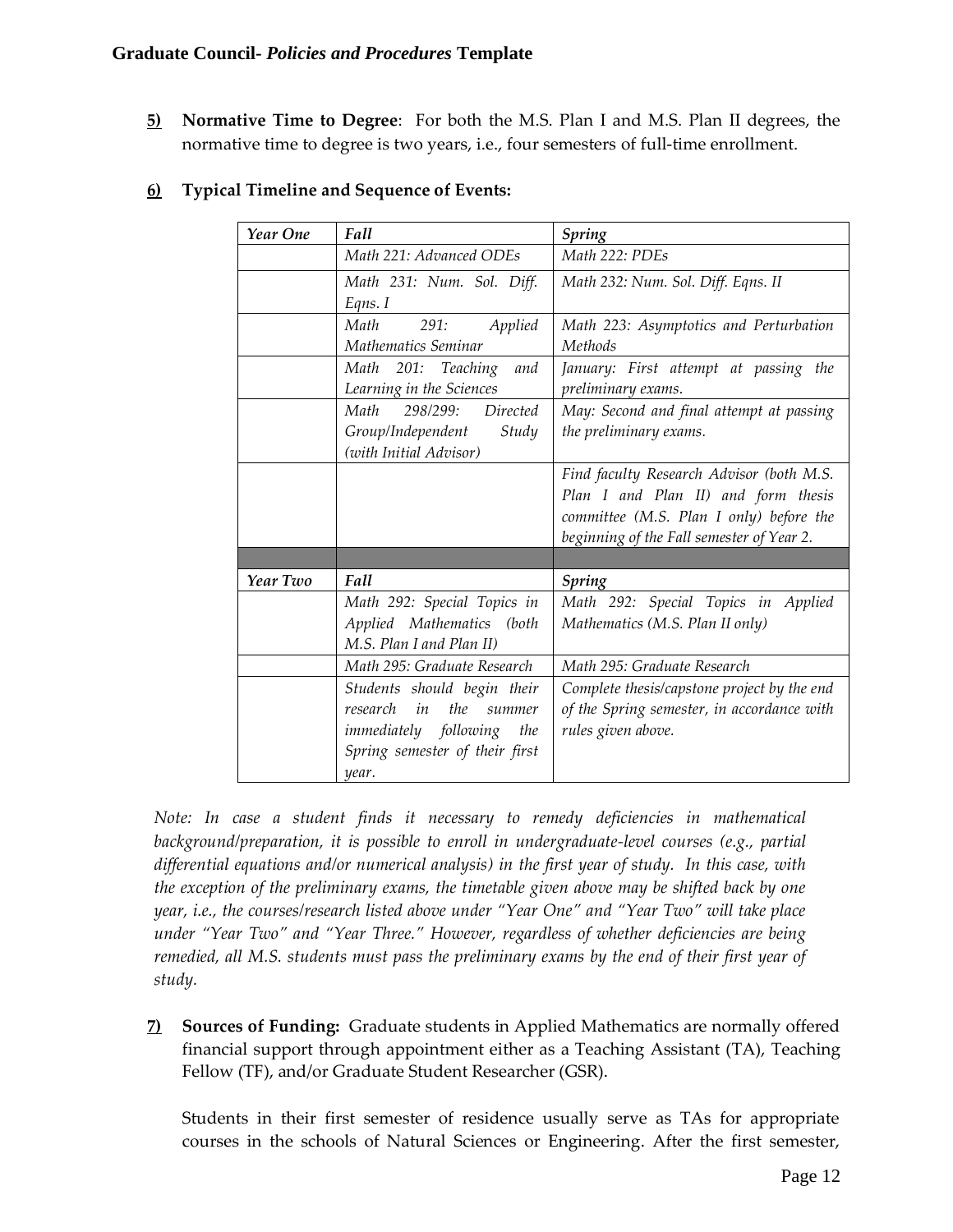**5) Normative Time to Degree**: For both the M.S. Plan I and M.S. Plan II degrees, the normative time to degree is two years, i.e., four semesters of full-time enrollment.

**6) Typical Timeline and Sequence of Events:**

| *Year One* | *Fall* | *Spring* |
|---|---|---|
| | *Math 221: Advanced ODEs* | *Math 222: PDEs* |
| | *Math 231: Num. Sol. Diff. Eqns. I* | *Math 232: Num. Sol. Diff. Eqns. II* |
| | *Math 291: Applied Mathematics Seminar* | *Math 223: Asymptotics and Perturbation Methods* |
| | *Math 201: Teaching and Learning in the Sciences* | *January: First attempt at passing the preliminary exams.* |
| | *Math 298/299: Directed Group/Independent Study (with Initial Advisor)* | *May: Second and final attempt at passing the preliminary exams.* |
| | | *Find faculty Research Advisor (both M.S. Plan I and Plan II) and form thesis committee (M.S. Plan I only) before the beginning of the Fall semester of Year 2.* |
| | | |
| *Year Two* | *Fall* | *Spring* |
| | *Math 292: Special Topics in Applied Mathematics (both M.S. Plan I and Plan II)* | *Math 292: Special Topics in Applied Mathematics (M.S. Plan II only)* |
| | *Math 295: Graduate Research* | *Math 295: Graduate Research* |
| | *Students should begin their research in the summer immediately following the Spring semester of their first year.* | *Complete thesis/capstone project by the end of the Spring semester, in accordance with rules given above.* |

*Note: In case a student finds it necessary to remedy deficiencies in mathematical background/preparation, it is possible to enroll in undergraduate-level courses (e.g., partial differential equations and/or numerical analysis) in the first year of study. In this case, with the exception of the preliminary exams, the timetable given above may be shifted back by one year, i.e., the courses/research listed above under "Year One" and "Year Two" will take place under "Year Two" and "Year Three." However, regardless of whether deficiencies are being remedied, all M.S. students must pass the preliminary exams by the end of their first year of study.*

**7) Sources of Funding:** Graduate students in Applied Mathematics are normally offered financial support through appointment either as a Teaching Assistant (TA), Teaching Fellow (TF), and/or Graduate Student Researcher (GSR).

Students in their first semester of residence usually serve as TAs for appropriate courses in the schools of Natural Sciences or Engineering. After the first semester,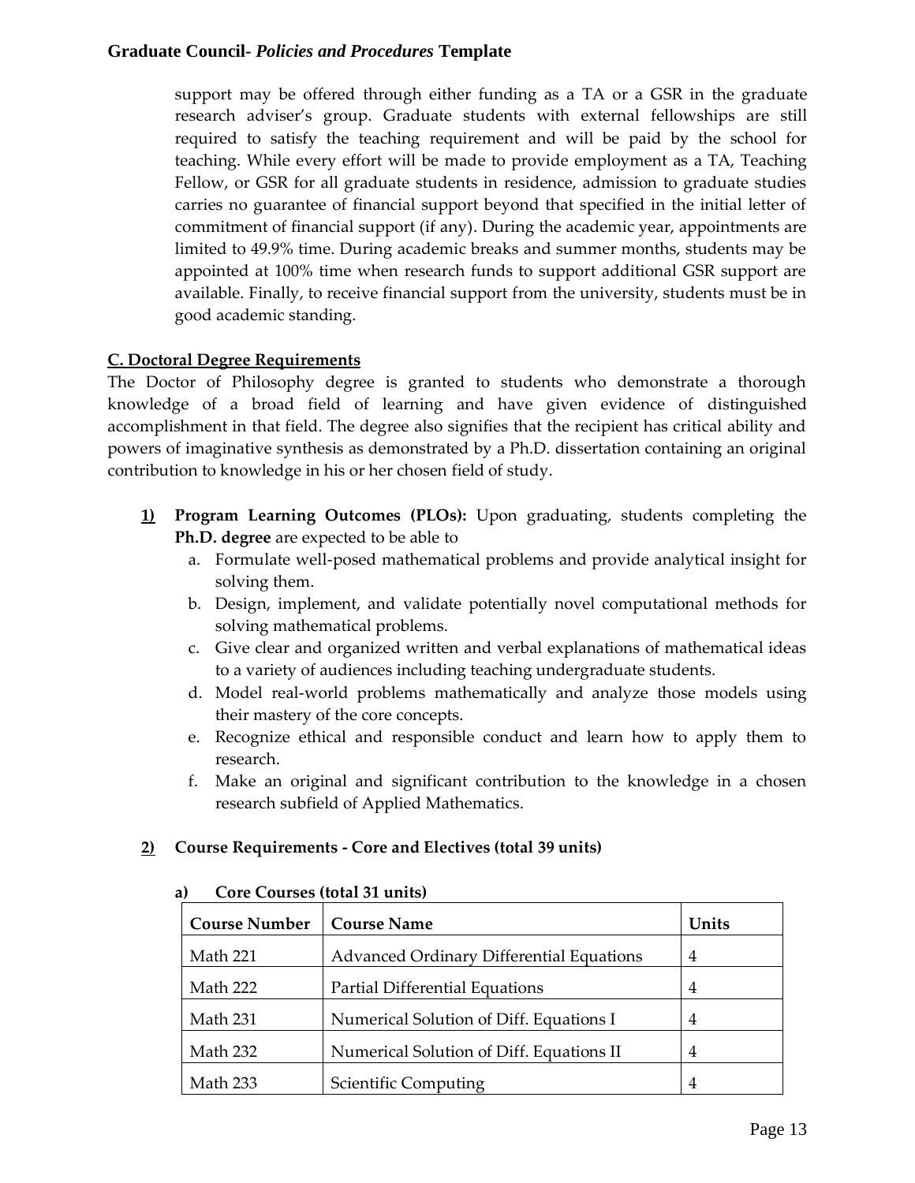support may be offered through either funding as a TA or a GSR in the graduate research adviser's group. Graduate students with external fellowships are still required to satisfy the teaching requirement and will be paid by the school for teaching. While every effort will be made to provide employment as a TA, Teaching Fellow, or GSR for all graduate students in residence, admission to graduate studies carries no guarantee of financial support beyond that specified in the initial letter of commitment of financial support (if any). During the academic year, appointments are limited to 49.9% time. During academic breaks and summer months, students may be appointed at 100% time when research funds to support additional GSR support are available. Finally, to receive financial support from the university, students must be in good academic standing.

## C. Doctoral Degree Requirements

The Doctor of Philosophy degree is granted to students who demonstrate a thorough knowledge of a broad field of learning and have given evidence of distinguished accomplishment in that field. The degree also signifies that the recipient has critical ability and powers of imaginative synthesis as demonstrated by a Ph.D. dissertation containing an original contribution to knowledge in his or her chosen field of study.

**1) Program Learning Outcomes (PLOs):** Upon graduating, students completing the **Ph.D. degree** are expected to be able to

a. Formulate well-posed mathematical problems and provide analytical insight for solving them.
b. Design, implement, and validate potentially novel computational methods for solving mathematical problems.
c. Give clear and organized written and verbal explanations of mathematical ideas to a variety of audiences including teaching undergraduate students.
d. Model real-world problems mathematically and analyze those models using their mastery of the core concepts.
e. Recognize ethical and responsible conduct and learn how to apply them to research.
f. Make an original and significant contribution to the knowledge in a chosen research subfield of Applied Mathematics.

**2) Course Requirements - Core and Electives (total 39 units)**

**a) Core Courses (total 31 units)**

| Course Number | Course Name | Units |
|---|---|---|
| Math 221 | Advanced Ordinary Differential Equations | 4 |
| Math 222 | Partial Differential Equations | 4 |
| Math 231 | Numerical Solution of Diff. Equations I | 4 |
| Math 232 | Numerical Solution of Diff. Equations II | 4 |
| Math 233 | Scientific Computing | 4 |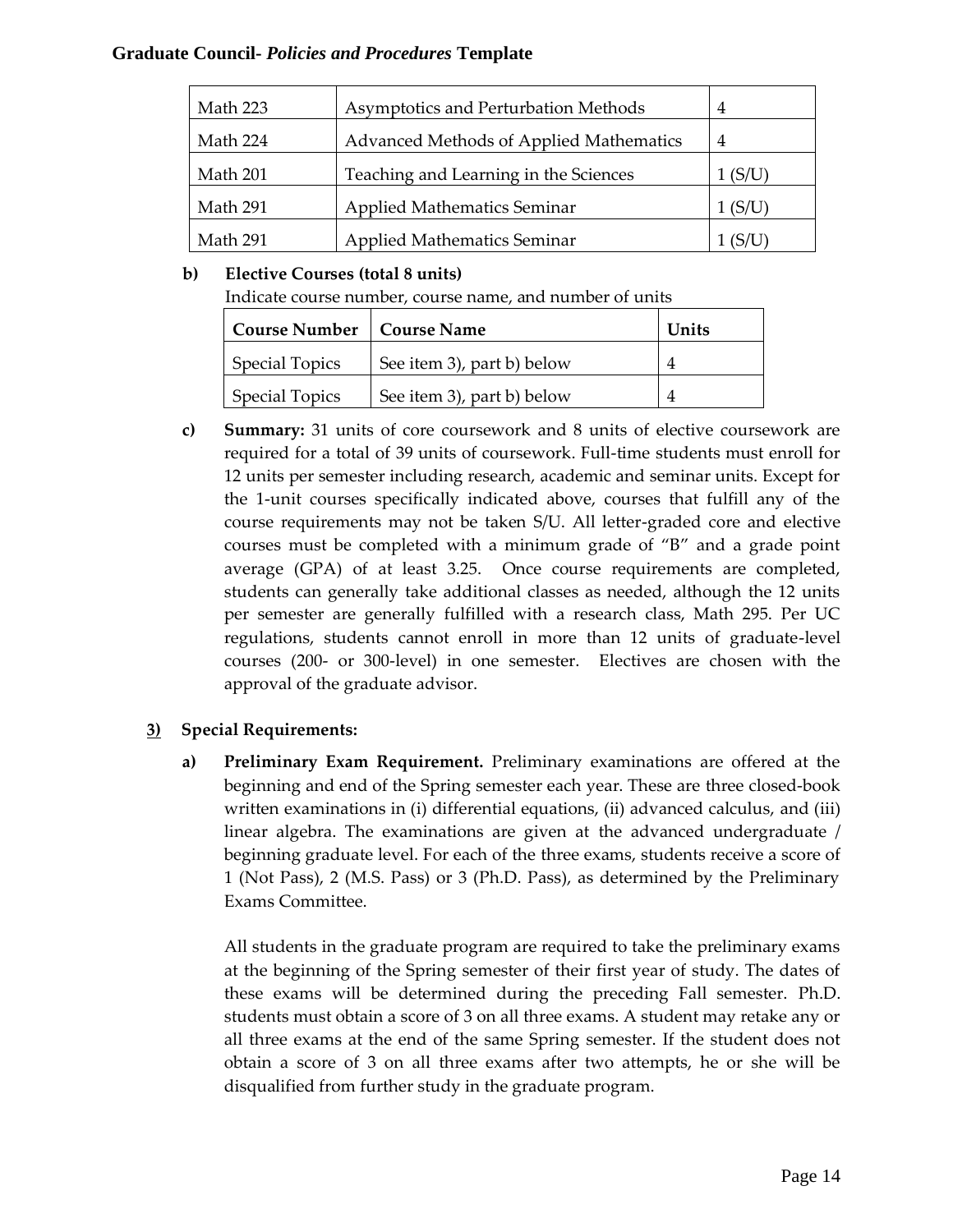| Math 223 | Asymptotics and Perturbation Methods | 4 |
|---|---|---|
| Math 224 | Advanced Methods of Applied Mathematics | 4 |
| Math 201 | Teaching and Learning in the Sciences | 1 (S/U) |
| Math 291 | Applied Mathematics Seminar | 1 (S/U) |
| Math 291 | Applied Mathematics Seminar | 1 (S/U) |

**b) Elective Courses (total 8 units)**

Indicate course number, course name, and number of units

| Course Number | Course Name | Units |
|---|---|---|
| Special Topics | See item 3), part b) below | 4 |
| Special Topics | See item 3), part b) below | 4 |

**c) Summary:** 31 units of core coursework and 8 units of elective coursework are required for a total of 39 units of coursework. Full-time students must enroll for 12 units per semester including research, academic and seminar units. Except for the 1-unit courses specifically indicated above, courses that fulfill any of the course requirements may not be taken S/U. All letter-graded core and elective courses must be completed with a minimum grade of "B" and a grade point average (GPA) of at least 3.25. Once course requirements are completed, students can generally take additional classes as needed, although the 12 units per semester are generally fulfilled with a research class, Math 295. Per UC regulations, students cannot enroll in more than 12 units of graduate-level courses (200- or 300-level) in one semester. Electives are chosen with the approval of the graduate advisor.

**3) Special Requirements:**

**a) Preliminary Exam Requirement.** Preliminary examinations are offered at the beginning and end of the Spring semester each year. These are three closed-book written examinations in (i) differential equations, (ii) advanced calculus, and (iii) linear algebra. The examinations are given at the advanced undergraduate / beginning graduate level. For each of the three exams, students receive a score of 1 (Not Pass), 2 (M.S. Pass) or 3 (Ph.D. Pass), as determined by the Preliminary Exams Committee.

All students in the graduate program are required to take the preliminary exams at the beginning of the Spring semester of their first year of study. The dates of these exams will be determined during the preceding Fall semester. Ph.D. students must obtain a score of 3 on all three exams. A student may retake any or all three exams at the end of the same Spring semester. If the student does not obtain a score of 3 on all three exams after two attempts, he or she will be disqualified from further study in the graduate program.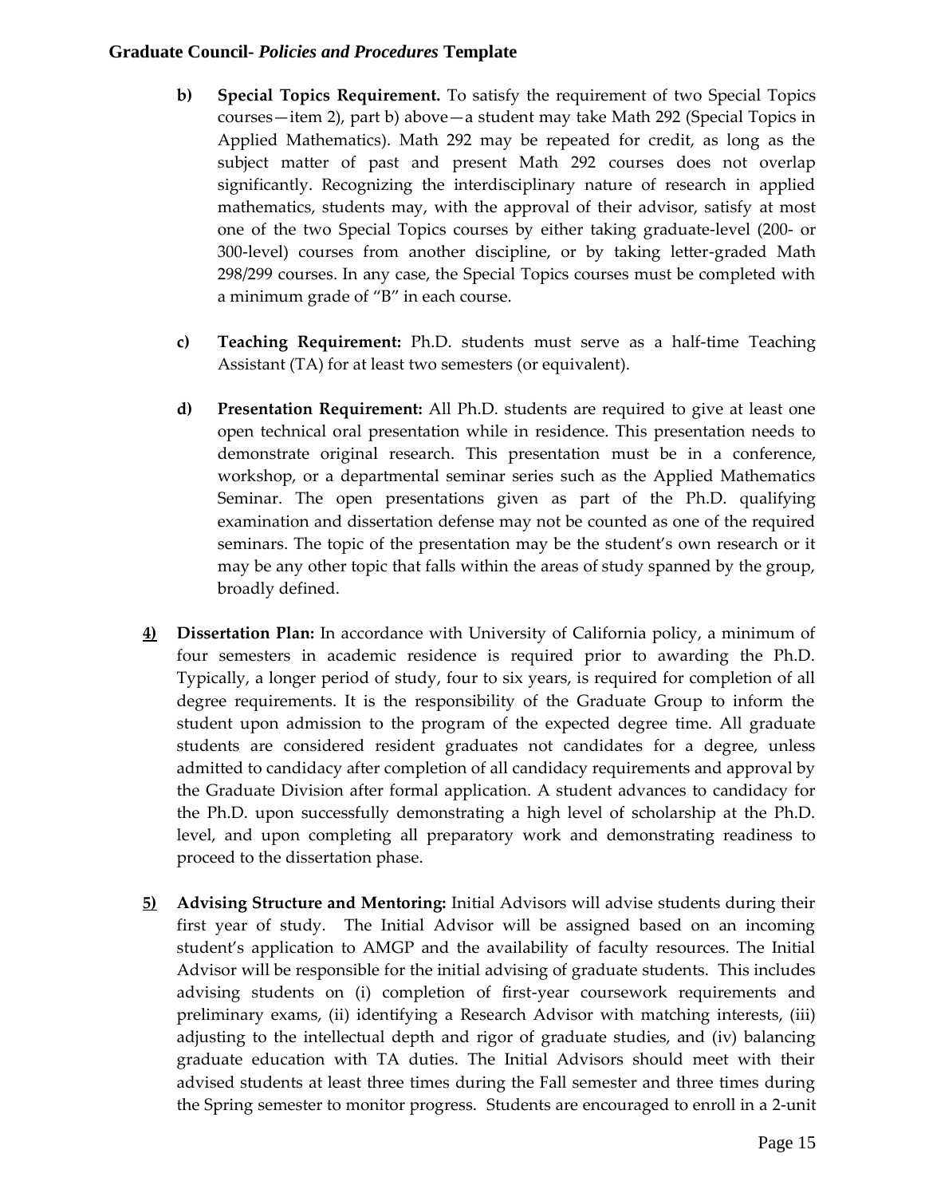**b) Special Topics Requirement.** To satisfy the requirement of two Special Topics courses—item 2), part b) above—a student may take Math 292 (Special Topics in Applied Mathematics). Math 292 may be repeated for credit, as long as the subject matter of past and present Math 292 courses does not overlap significantly. Recognizing the interdisciplinary nature of research in applied mathematics, students may, with the approval of their advisor, satisfy at most one of the two Special Topics courses by either taking graduate-level (200- or 300-level) courses from another discipline, or by taking letter-graded Math 298/299 courses. In any case, the Special Topics courses must be completed with a minimum grade of "B" in each course.

**c) Teaching Requirement:** Ph.D. students must serve as a half-time Teaching Assistant (TA) for at least two semesters (or equivalent).

**d) Presentation Requirement:** All Ph.D. students are required to give at least one open technical oral presentation while in residence. This presentation needs to demonstrate original research. This presentation must be in a conference, workshop, or a departmental seminar series such as the Applied Mathematics Seminar. The open presentations given as part of the Ph.D. qualifying examination and dissertation defense may not be counted as one of the required seminars. The topic of the presentation may be the student's own research or it may be any other topic that falls within the areas of study spanned by the group, broadly defined.

**4) Dissertation Plan:** In accordance with University of California policy, a minimum of four semesters in academic residence is required prior to awarding the Ph.D. Typically, a longer period of study, four to six years, is required for completion of all degree requirements. It is the responsibility of the Graduate Group to inform the student upon admission to the program of the expected degree time. All graduate students are considered resident graduates not candidates for a degree, unless admitted to candidacy after completion of all candidacy requirements and approval by the Graduate Division after formal application. A student advances to candidacy for the Ph.D. upon successfully demonstrating a high level of scholarship at the Ph.D. level, and upon completing all preparatory work and demonstrating readiness to proceed to the dissertation phase.

**5) Advising Structure and Mentoring:** Initial Advisors will advise students during their first year of study. The Initial Advisor will be assigned based on an incoming student's application to AMGP and the availability of faculty resources. The Initial Advisor will be responsible for the initial advising of graduate students. This includes advising students on (i) completion of first-year coursework requirements and preliminary exams, (ii) identifying a Research Advisor with matching interests, (iii) adjusting to the intellectual depth and rigor of graduate studies, and (iv) balancing graduate education with TA duties. The Initial Advisors should meet with their advised students at least three times during the Fall semester and three times during the Spring semester to monitor progress. Students are encouraged to enroll in a 2-unit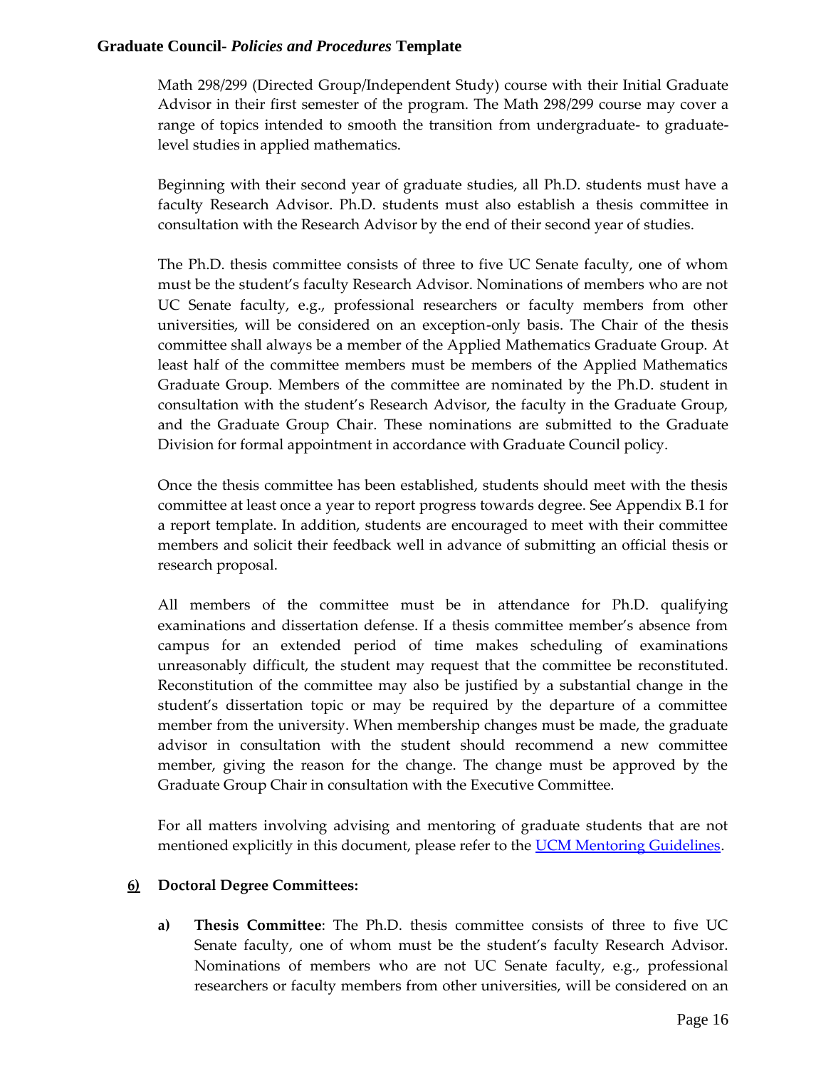Math 298/299 (Directed Group/Independent Study) course with their Initial Graduate Advisor in their first semester of the program. The Math 298/299 course may cover a range of topics intended to smooth the transition from undergraduate- to graduate-level studies in applied mathematics.

Beginning with their second year of graduate studies, all Ph.D. students must have a faculty Research Advisor. Ph.D. students must also establish a thesis committee in consultation with the Research Advisor by the end of their second year of studies.

The Ph.D. thesis committee consists of three to five UC Senate faculty, one of whom must be the student's faculty Research Advisor. Nominations of members who are not UC Senate faculty, e.g., professional researchers or faculty members from other universities, will be considered on an exception-only basis. The Chair of the thesis committee shall always be a member of the Applied Mathematics Graduate Group. At least half of the committee members must be members of the Applied Mathematics Graduate Group. Members of the committee are nominated by the Ph.D. student in consultation with the student's Research Advisor, the faculty in the Graduate Group, and the Graduate Group Chair. These nominations are submitted to the Graduate Division for formal appointment in accordance with Graduate Council policy.

Once the thesis committee has been established, students should meet with the thesis committee at least once a year to report progress towards degree. See Appendix B.1 for a report template. In addition, students are encouraged to meet with their committee members and solicit their feedback well in advance of submitting an official thesis or research proposal.

All members of the committee must be in attendance for Ph.D. qualifying examinations and dissertation defense. If a thesis committee member's absence from campus for an extended period of time makes scheduling of examinations unreasonably difficult, the student may request that the committee be reconstituted. Reconstitution of the committee may also be justified by a substantial change in the student's dissertation topic or may be required by the departure of a committee member from the university. When membership changes must be made, the graduate advisor in consultation with the student should recommend a new committee member, giving the reason for the change. The change must be approved by the Graduate Group Chair in consultation with the Executive Committee.

For all matters involving advising and mentoring of graduate students that are not mentioned explicitly in this document, please refer to the UCM Mentoring Guidelines.

**6) Doctoral Degree Committees:**

**a) Thesis Committee**: The Ph.D. thesis committee consists of three to five UC Senate faculty, one of whom must be the student's faculty Research Advisor. Nominations of members who are not UC Senate faculty, e.g., professional researchers or faculty members from other universities, will be considered on an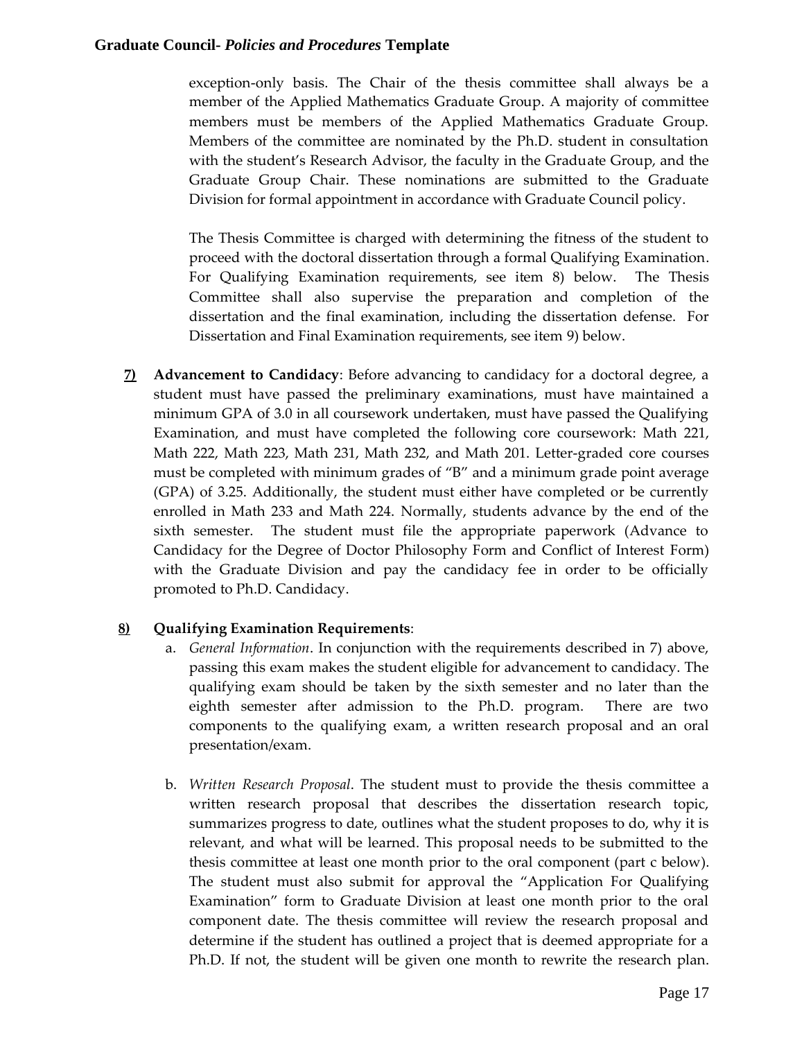exception-only basis. The Chair of the thesis committee shall always be a member of the Applied Mathematics Graduate Group. A majority of committee members must be members of the Applied Mathematics Graduate Group. Members of the committee are nominated by the Ph.D. student in consultation with the student's Research Advisor, the faculty in the Graduate Group, and the Graduate Group Chair. These nominations are submitted to the Graduate Division for formal appointment in accordance with Graduate Council policy.

The Thesis Committee is charged with determining the fitness of the student to proceed with the doctoral dissertation through a formal Qualifying Examination. For Qualifying Examination requirements, see item 8) below. The Thesis Committee shall also supervise the preparation and completion of the dissertation and the final examination, including the dissertation defense. For Dissertation and Final Examination requirements, see item 9) below.

**7)** **Advancement to Candidacy**: Before advancing to candidacy for a doctoral degree, a student must have passed the preliminary examinations, must have maintained a minimum GPA of 3.0 in all coursework undertaken, must have passed the Qualifying Examination, and must have completed the following core coursework: Math 221, Math 222, Math 223, Math 231, Math 232, and Math 201. Letter-graded core courses must be completed with minimum grades of "B" and a minimum grade point average (GPA) of 3.25. Additionally, the student must either have completed or be currently enrolled in Math 233 and Math 224. Normally, students advance by the end of the sixth semester. The student must file the appropriate paperwork (Advance to Candidacy for the Degree of Doctor Philosophy Form and Conflict of Interest Form) with the Graduate Division and pay the candidacy fee in order to be officially promoted to Ph.D. Candidacy.

**8)** **Qualifying Examination Requirements**:

a. *General Information*. In conjunction with the requirements described in 7) above, passing this exam makes the student eligible for advancement to candidacy. The qualifying exam should be taken by the sixth semester and no later than the eighth semester after admission to the Ph.D. program. There are two components to the qualifying exam, a written research proposal and an oral presentation/exam.

b. *Written Research Proposal*. The student must to provide the thesis committee a written research proposal that describes the dissertation research topic, summarizes progress to date, outlines what the student proposes to do, why it is relevant, and what will be learned. This proposal needs to be submitted to the thesis committee at least one month prior to the oral component (part c below). The student must also submit for approval the "Application For Qualifying Examination" form to Graduate Division at least one month prior to the oral component date. The thesis committee will review the research proposal and determine if the student has outlined a project that is deemed appropriate for a Ph.D. If not, the student will be given one month to rewrite the research plan.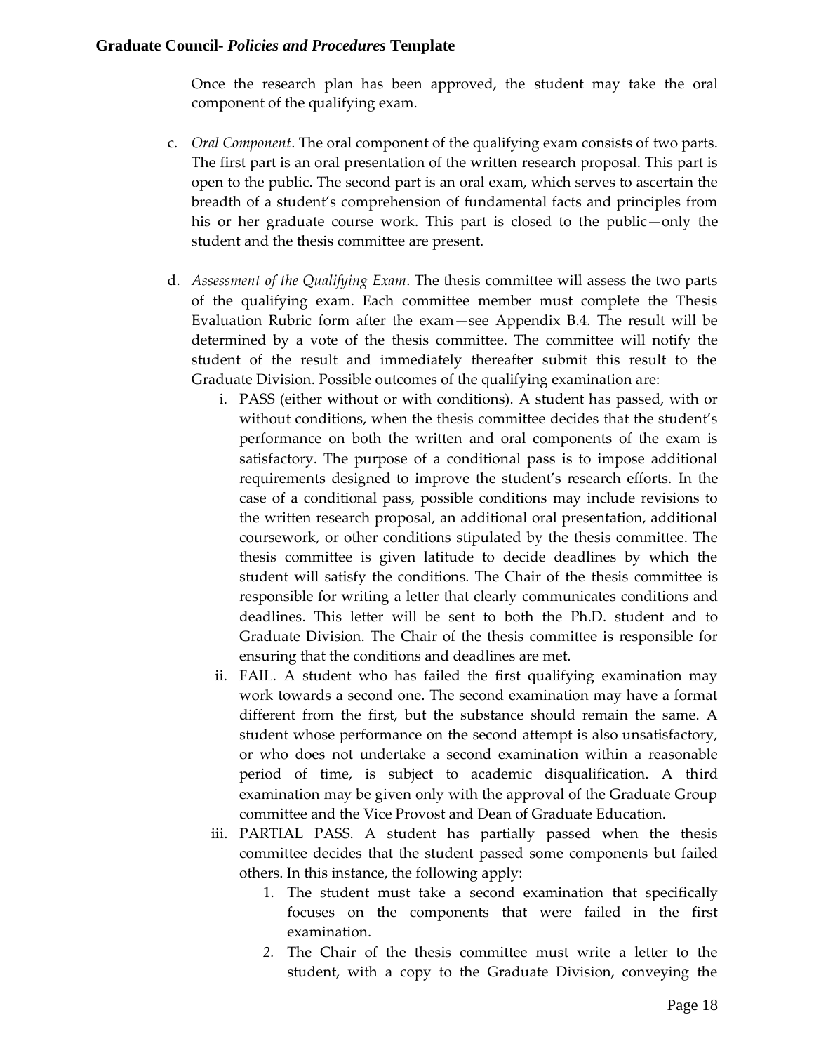Once the research plan has been approved, the student may take the oral component of the qualifying exam.

c. *Oral Component*. The oral component of the qualifying exam consists of two parts. The first part is an oral presentation of the written research proposal. This part is open to the public. The second part is an oral exam, which serves to ascertain the breadth of a student's comprehension of fundamental facts and principles from his or her graduate course work. This part is closed to the public—only the student and the thesis committee are present.

d. *Assessment of the Qualifying Exam*. The thesis committee will assess the two parts of the qualifying exam. Each committee member must complete the Thesis Evaluation Rubric form after the exam—see Appendix B.4. The result will be determined by a vote of the thesis committee. The committee will notify the student of the result and immediately thereafter submit this result to the Graduate Division. Possible outcomes of the qualifying examination are:

   i. PASS (either without or with conditions). A student has passed, with or without conditions, when the thesis committee decides that the student's performance on both the written and oral components of the exam is satisfactory. The purpose of a conditional pass is to impose additional requirements designed to improve the student's research efforts. In the case of a conditional pass, possible conditions may include revisions to the written research proposal, an additional oral presentation, additional coursework, or other conditions stipulated by the thesis committee. The thesis committee is given latitude to decide deadlines by which the student will satisfy the conditions. The Chair of the thesis committee is responsible for writing a letter that clearly communicates conditions and deadlines. This letter will be sent to both the Ph.D. student and to Graduate Division. The Chair of the thesis committee is responsible for ensuring that the conditions and deadlines are met.

   ii. FAIL. A student who has failed the first qualifying examination may work towards a second one. The second examination may have a format different from the first, but the substance should remain the same. A student whose performance on the second attempt is also unsatisfactory, or who does not undertake a second examination within a reasonable period of time, is subject to academic disqualification. A third examination may be given only with the approval of the Graduate Group committee and the Vice Provost and Dean of Graduate Education.

   iii. PARTIAL PASS. A student has partially passed when the thesis committee decides that the student passed some components but failed others. In this instance, the following apply:

      1. The student must take a second examination that specifically focuses on the components that were failed in the first examination.
      2. The Chair of the thesis committee must write a letter to the student, with a copy to the Graduate Division, conveying the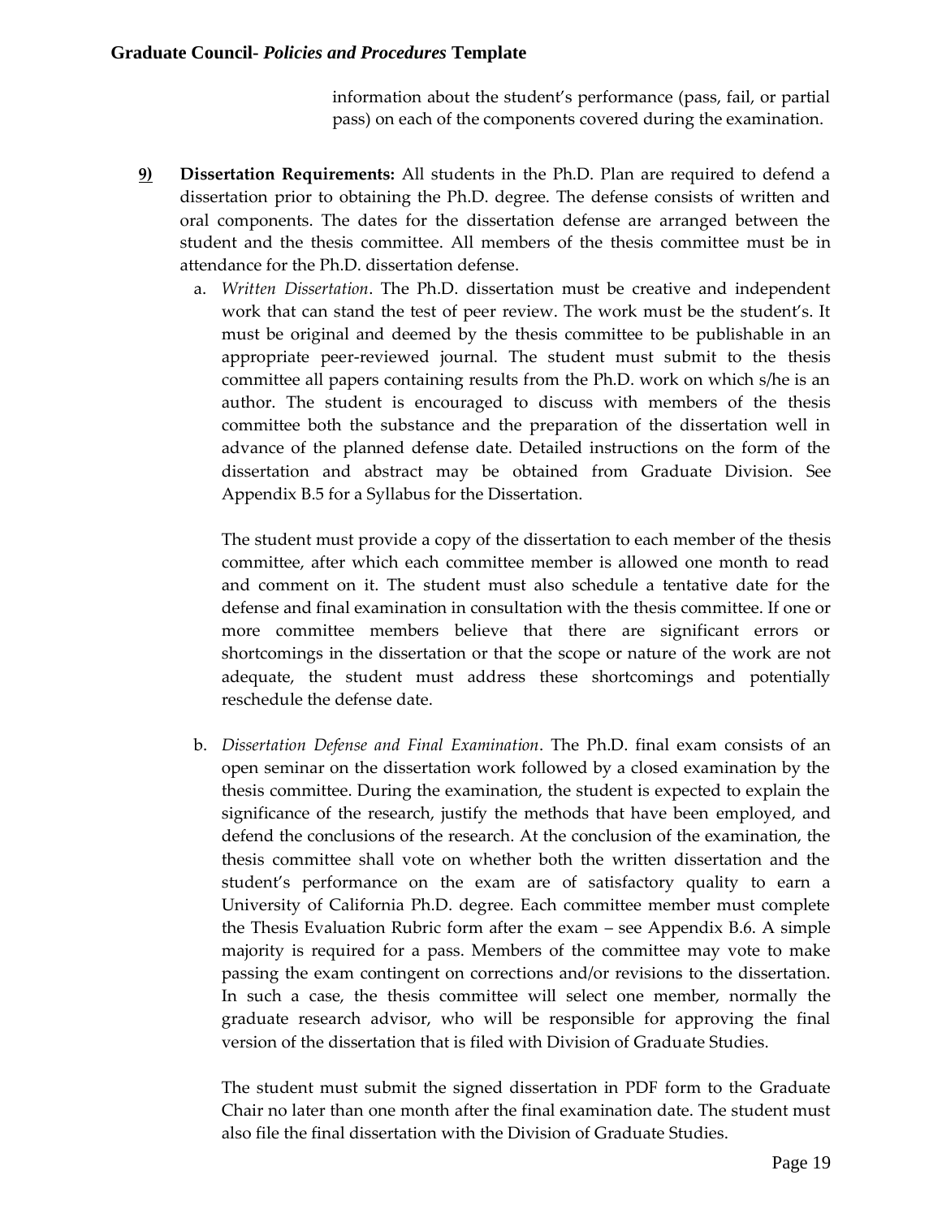information about the student's performance (pass, fail, or partial pass) on each of the components covered during the examination.

**9) Dissertation Requirements:** All students in the Ph.D. Plan are required to defend a dissertation prior to obtaining the Ph.D. degree. The defense consists of written and oral components. The dates for the dissertation defense are arranged between the student and the thesis committee. All members of the thesis committee must be in attendance for the Ph.D. dissertation defense.

a. *Written Dissertation*. The Ph.D. dissertation must be creative and independent work that can stand the test of peer review. The work must be the student's. It must be original and deemed by the thesis committee to be publishable in an appropriate peer-reviewed journal. The student must submit to the thesis committee all papers containing results from the Ph.D. work on which s/he is an author. The student is encouraged to discuss with members of the thesis committee both the substance and the preparation of the dissertation well in advance of the planned defense date. Detailed instructions on the form of the dissertation and abstract may be obtained from Graduate Division. See Appendix B.5 for a Syllabus for the Dissertation.

   The student must provide a copy of the dissertation to each member of the thesis committee, after which each committee member is allowed one month to read and comment on it. The student must also schedule a tentative date for the defense and final examination in consultation with the thesis committee. If one or more committee members believe that there are significant errors or shortcomings in the dissertation or that the scope or nature of the work are not adequate, the student must address these shortcomings and potentially reschedule the defense date.

b. *Dissertation Defense and Final Examination*. The Ph.D. final exam consists of an open seminar on the dissertation work followed by a closed examination by the thesis committee. During the examination, the student is expected to explain the significance of the research, justify the methods that have been employed, and defend the conclusions of the research. At the conclusion of the examination, the thesis committee shall vote on whether both the written dissertation and the student's performance on the exam are of satisfactory quality to earn a University of California Ph.D. degree. Each committee member must complete the Thesis Evaluation Rubric form after the exam – see Appendix B.6. A simple majority is required for a pass. Members of the committee may vote to make passing the exam contingent on corrections and/or revisions to the dissertation. In such a case, the thesis committee will select one member, normally the graduate research advisor, who will be responsible for approving the final version of the dissertation that is filed with Division of Graduate Studies.

   The student must submit the signed dissertation in PDF form to the Graduate Chair no later than one month after the final examination date. The student must also file the final dissertation with the Division of Graduate Studies.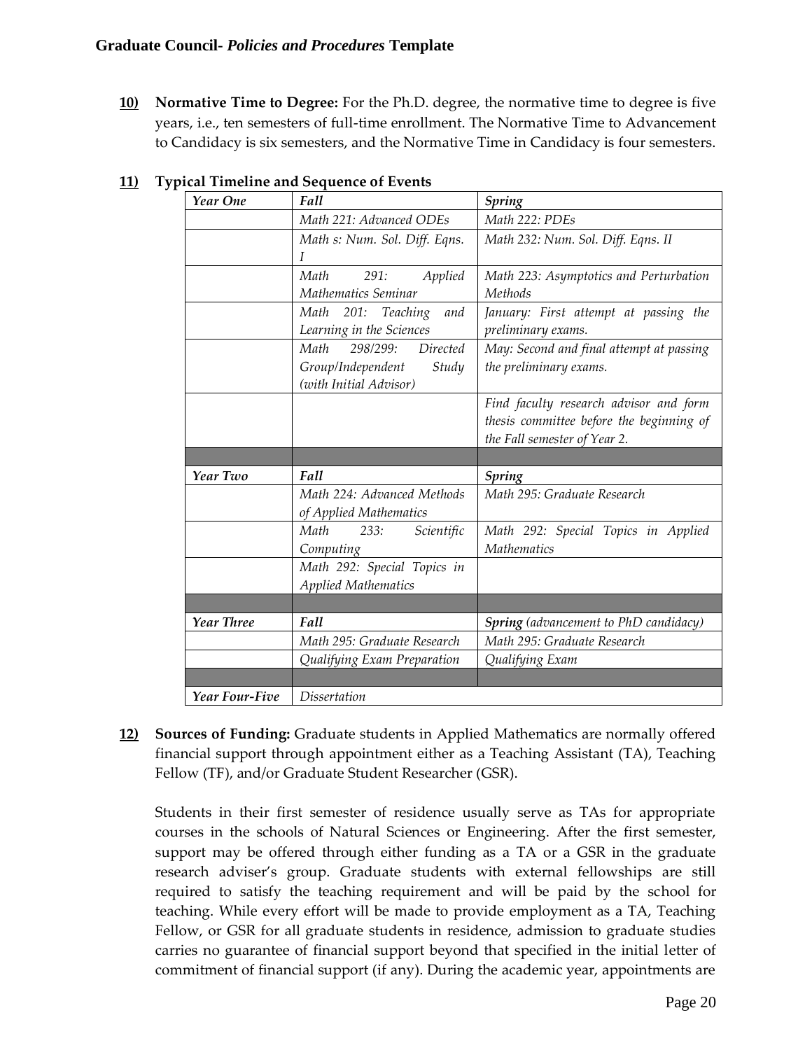**10) Normative Time to Degree:** For the Ph.D. degree, the normative time to degree is five years, i.e., ten semesters of full-time enrollment. The Normative Time to Advancement to Candidacy is six semesters, and the Normative Time in Candidacy is four semesters.

**11) Typical Timeline and Sequence of Events**

| *Year One* | *Fall* | *Spring* |
|---|---|---|
| | *Math 221: Advanced ODEs* | *Math 222: PDEs* |
| | *Math s: Num. Sol. Diff. Eqns. I* | *Math 232: Num. Sol. Diff. Eqns. II* |
| | *Math 291: Applied Mathematics Seminar* | *Math 223: Asymptotics and Perturbation Methods* |
| | *Math 201: Teaching and Learning in the Sciences* | *January: First attempt at passing the preliminary exams.* |
| | *Math 298/299: Directed Group/Independent Study (with Initial Advisor)* | *May: Second and final attempt at passing the preliminary exams.* |
| | | *Find faculty research advisor and form thesis committee before the beginning of the Fall semester of Year 2.* |
| | | |
| *Year Two* | *Fall* | *Spring* |
| | *Math 224: Advanced Methods of Applied Mathematics* | *Math 295: Graduate Research* |
| | *Math 233: Scientific Computing* | *Math 292: Special Topics in Applied Mathematics* |
| | *Math 292: Special Topics in Applied Mathematics* | |
| | | |
| *Year Three* | *Fall* | ***Spring*** *(advancement to PhD candidacy)* |
| | *Math 295: Graduate Research* | *Math 295: Graduate Research* |
| | *Qualifying Exam Preparation* | *Qualifying Exam* |
| | | |
| *Year Four-Five* | *Dissertation* | |

**12) Sources of Funding:** Graduate students in Applied Mathematics are normally offered financial support through appointment either as a Teaching Assistant (TA), Teaching Fellow (TF), and/or Graduate Student Researcher (GSR).

Students in their first semester of residence usually serve as TAs for appropriate courses in the schools of Natural Sciences or Engineering. After the first semester, support may be offered through either funding as a TA or a GSR in the graduate research adviser's group. Graduate students with external fellowships are still required to satisfy the teaching requirement and will be paid by the school for teaching. While every effort will be made to provide employment as a TA, Teaching Fellow, or GSR for all graduate students in residence, admission to graduate studies carries no guarantee of financial support beyond that specified in the initial letter of commitment of financial support (if any). During the academic year, appointments are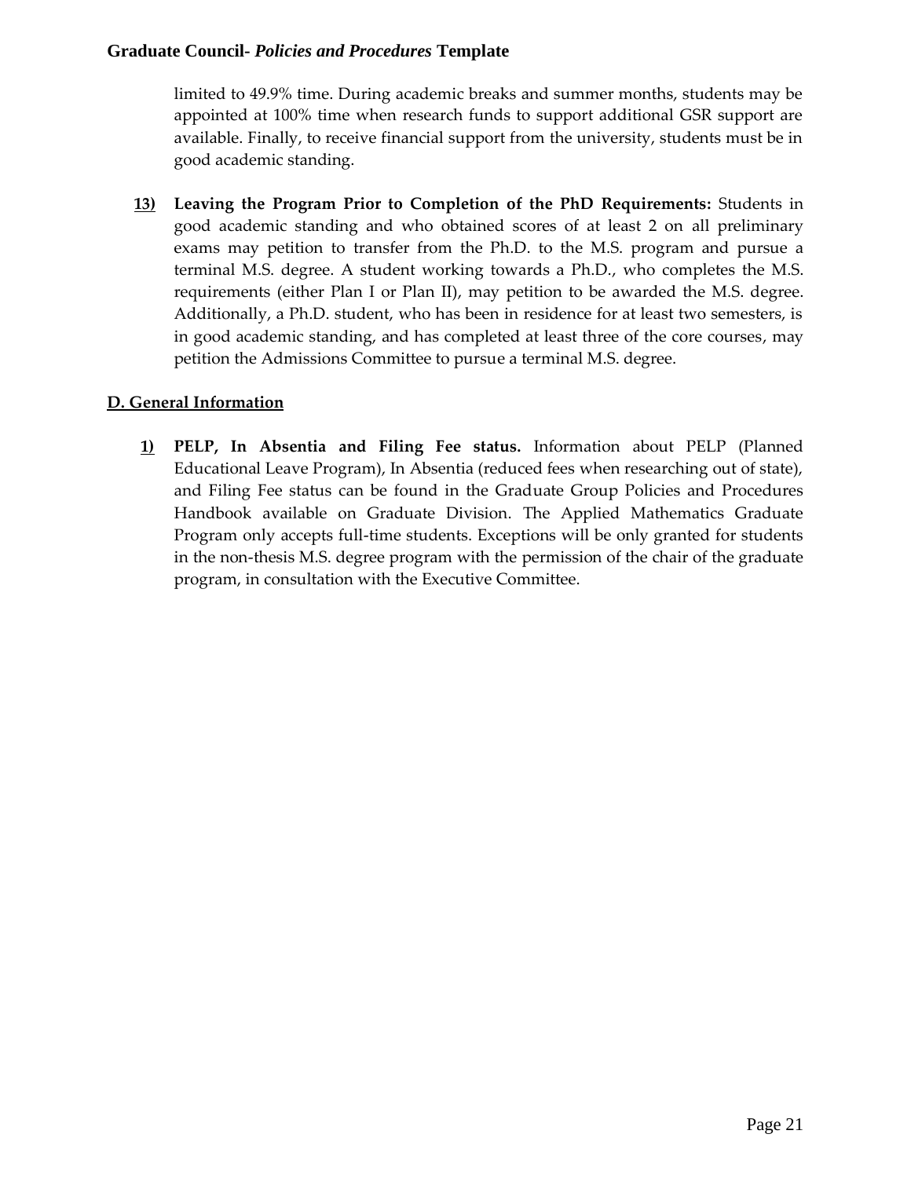limited to 49.9% time. During academic breaks and summer months, students may be appointed at 100% time when research funds to support additional GSR support are available. Finally, to receive financial support from the university, students must be in good academic standing.

**13) Leaving the Program Prior to Completion of the PhD Requirements:** Students in good academic standing and who obtained scores of at least 2 on all preliminary exams may petition to transfer from the Ph.D. to the M.S. program and pursue a terminal M.S. degree. A student working towards a Ph.D., who completes the M.S. requirements (either Plan I or Plan II), may petition to be awarded the M.S. degree. Additionally, a Ph.D. student, who has been in residence for at least two semesters, is in good academic standing, and has completed at least three of the core courses, may petition the Admissions Committee to pursue a terminal M.S. degree.

## D. General Information

**1) PELP, In Absentia and Filing Fee status.** Information about PELP (Planned Educational Leave Program), In Absentia (reduced fees when researching out of state), and Filing Fee status can be found in the Graduate Group Policies and Procedures Handbook available on Graduate Division. The Applied Mathematics Graduate Program only accepts full-time students. Exceptions will be only granted for students in the non-thesis M.S. degree program with the permission of the chair of the graduate program, in consultation with the Executive Committee.